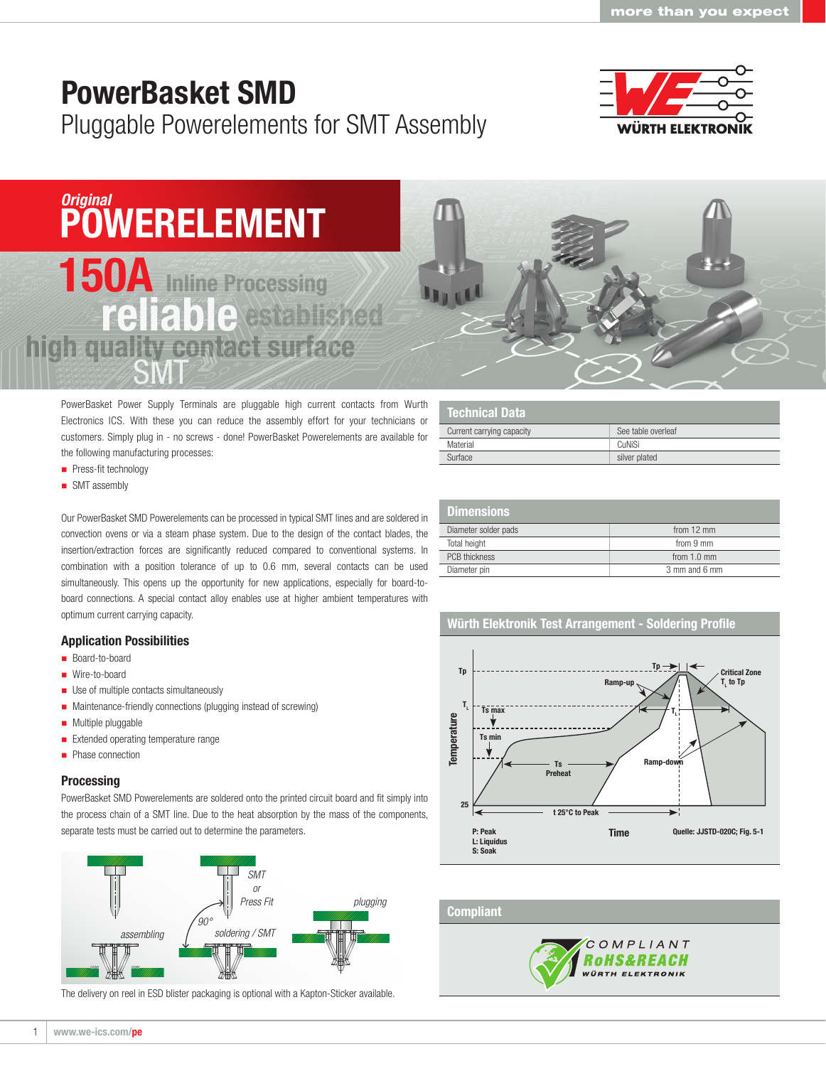# PowerBasket SMD

Pluggable Powerelements for SMT Assembly

*Original* **POWERELEMENT**

**150A** Inline Processing **reliable** established high quality contact surface SMT

PowerBasket Power Supply Terminals are pluggable high current contacts from Wurth Electronics ICS. With these you can reduce the assembly effort for your technicians or customers. Simply plug in - no screws - done! PowerBasket Powerelements are available for the following manufacturing processes:

- Press-fit technology
- SMT assembly

Our PowerBasket SMD Powerelements can be processed in typical SMT lines and are soldered in convection ovens or via a steam phase system. Due to the design of the contact blades, the insertion/extraction forces are significantly reduced compared to conventional systems. In combination with a position tolerance of up to 0.6 mm, several contacts can be used simultaneously. This opens up the opportunity for new applications, especially for board-to-board connections. A special contact alloy enables use at higher ambient temperatures with optimum current carrying capacity.

### Application Possibilities

- Board-to-board
- Wire-to-board
- Use of multiple contacts simultaneously
- Maintenance-friendly connections (plugging instead of screwing)
- Multiple pluggable
- Extended operating temperature range
- Phase connection

### Processing

PowerBasket SMD Powerelements are soldered onto the printed circuit board and fit simply into the process chain of a SMT line. Due to the heat absorption by the mass of the components, separate tests must be carried out to determine the parameters.

assembling — 90° — SMT or Press Fit — soldering / SMT — plugging

The delivery on reel in ESD blister packaging is optional with a Kapton-Sticker available.

### Technical Data

| | |
|---|---|
| Current carrying capacity | See table overleaf |
| Material | CuNiSi |
| Surface | silver plated |

### Dimensions

| | |
|---|---|
| Diameter solder pads | from 12 mm |
| Total height | from 9 mm |
| PCB thickness | from 1.0 mm |
| Diameter pin | 3 mm and 6 mm |

### Würth Elektronik Test Arrangement - Soldering Profile

Tp, $T_L$, Ts max, Ts min, 25 — Temperature; Tp; Critical Zone $T_L$ to Tp; Ramp-up; Ts Preheat; Ramp-down; t 25°C to Peak; Time

P: Peak
L: Liquidus
S: Soak

Quelle: JJSTD-020C; Fig. 5-1

### Compliant

COMPLIANT RoHS&REACH WÜRTH ELEKTRONIK

www.we-ics.com/pe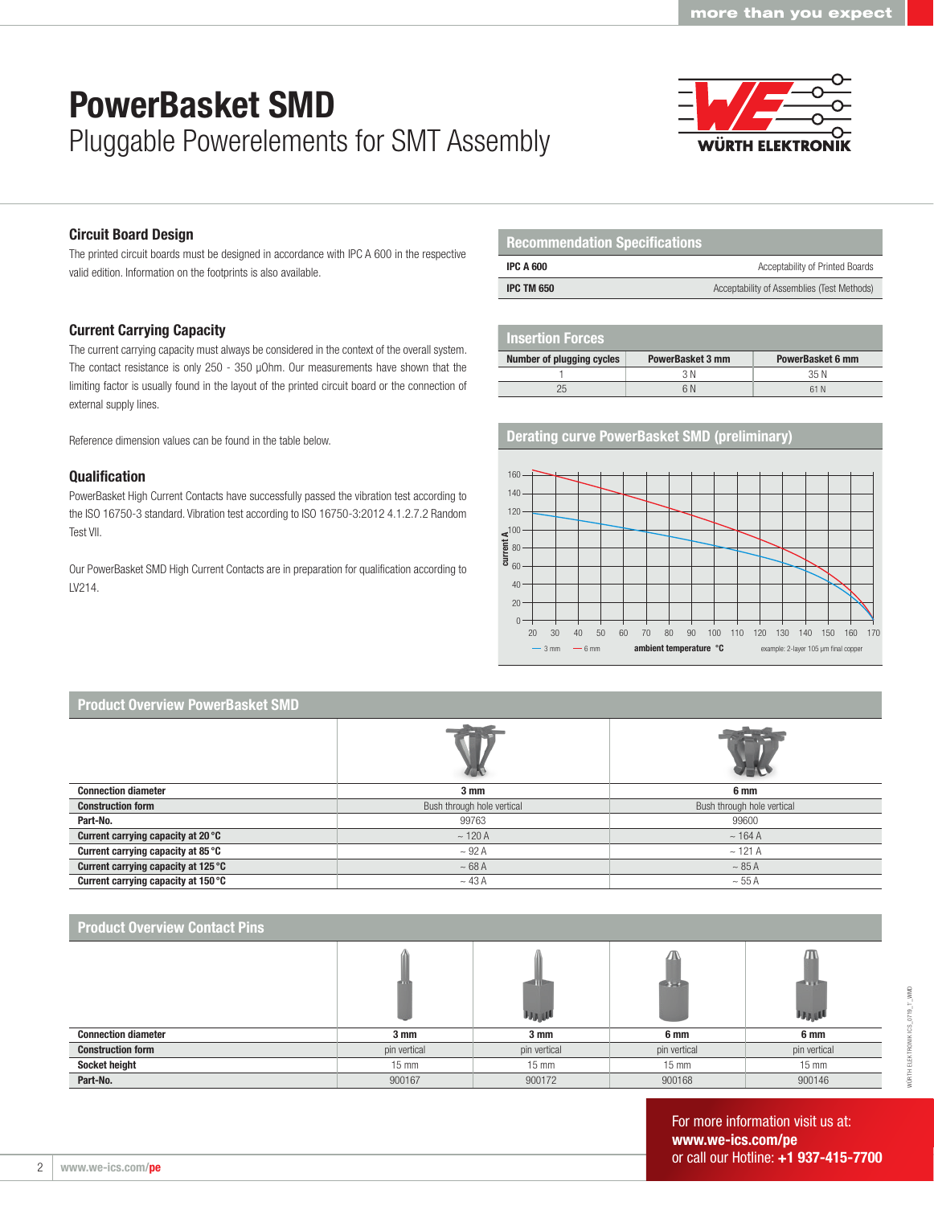# PowerBasket SMD

Pluggable Powerelements for SMT Assembly

### Circuit Board Design

The printed circuit boards must be designed in accordance with IPC A 600 in the respective valid edition. Information on the footprints is also available.

### Current Carrying Capacity

The current carrying capacity must always be considered in the context of the overall system. The contact resistance is only 250 - 350 µOhm. Our measurements have shown that the limiting factor is usually found in the layout of the printed circuit board or the connection of external supply lines.

Reference dimension values can be found in the table below.

### Qualification

PowerBasket High Current Contacts have successfully passed the vibration test according to the ISO 16750-3 standard. Vibration test according to ISO 16750-3:2012 4.1.2.7.2 Random Test VII.

Our PowerBasket SMD High Current Contacts are in preparation for qualification according to LV214.

### Recommendation Specifications

| | |
|---|---|
| **IPC A 600** | Acceptability of Printed Boards |
| **IPC TM 650** | Acceptability of Assemblies (Test Methods) |

### Insertion Forces

| Number of plugging cycles | PowerBasket 3 mm | PowerBasket 6 mm |
|---|---|---|
| 1 | 3 N | 35 N |
| 25 | 6 N | 61 N |

### Derating curve PowerBasket SMD (preliminary)

current A

160
140
120
100
80
60
40
20
0

20 30 40 50 60 70 80 90 100 110 120 130 140 150 160 170

3 mm
6 mm

ambient temperature °C

example: 2-layer 105 µm final copper

### Product Overview PowerBasket SMD

| | | |
|---|---|---|
| **Connection diameter** | **3 mm** | **6 mm** |
| **Construction form** | Bush through hole vertical | Bush through hole vertical |
| **Part-No.** | 99763 | 99600 |
| **Current carrying capacity at 20 °C** | ~ 120 A | ~ 164 A |
| **Current carrying capacity at 85 °C** | ~ 92 A | ~ 121 A |
| **Current carrying capacity at 125 °C** | ~ 68 A | ~ 85 A |
| **Current carrying capacity at 150 °C** | ~ 43 A | ~ 55 A |

### Product Overview Contact Pins

| | | | | |
|---|---|---|---|---|
| **Connection diameter** | **3 mm** | **3 mm** | **6 mm** | **6 mm** |
| **Construction form** | pin vertical | pin vertical | pin vertical | pin vertical |
| **Socket height** | 15 mm | 15 mm | 15 mm | 15 mm |
| **Part-No.** | 900167 | 900172 | 900168 | 900146 |

For more information visit us at:
**www.we-ics.com/pe**
or call our Hotline: **+1 937-415-7700**